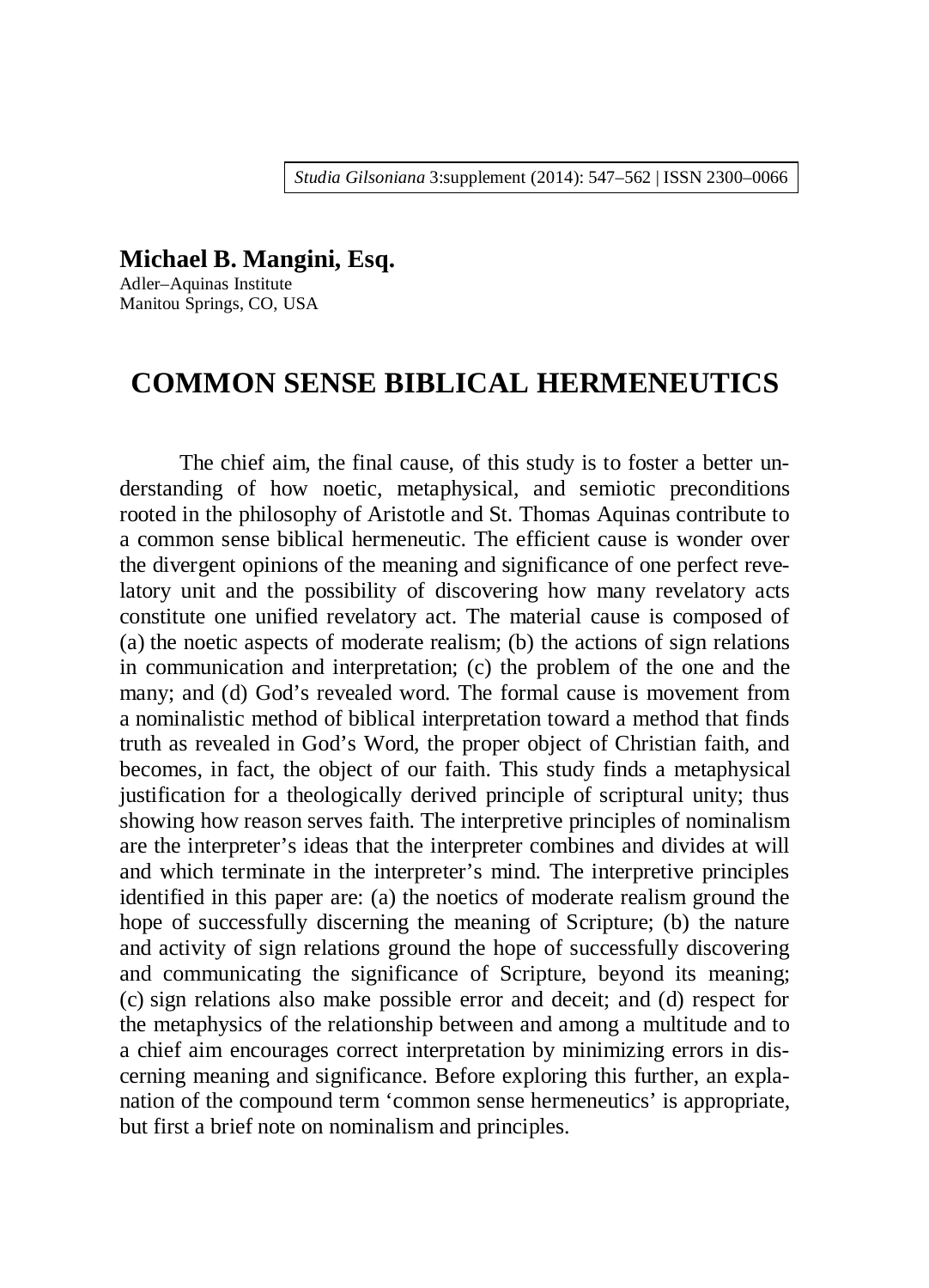**Michael B. Mangini, Esq.**
Adler–Aquinas Institute
Manitou Springs, CO, USA

# COMMON SENSE BIBLICAL HERMENEUTICS

The chief aim, the final cause, of this study is to foster a better understanding of how noetic, metaphysical, and semiotic preconditions rooted in the philosophy of Aristotle and St. Thomas Aquinas contribute to a common sense biblical hermeneutic. The efficient cause is wonder over the divergent opinions of the meaning and significance of one perfect revelatory unit and the possibility of discovering how many revelatory acts constitute one unified revelatory act. The material cause is composed of (a) the noetic aspects of moderate realism; (b) the actions of sign relations in communication and interpretation; (c) the problem of the one and the many; and (d) God's revealed word. The formal cause is movement from a nominalistic method of biblical interpretation toward a method that finds truth as revealed in God's Word, the proper object of Christian faith, and becomes, in fact, the object of our faith. This study finds a metaphysical justification for a theologically derived principle of scriptural unity; thus showing how reason serves faith. The interpretive principles of nominalism are the interpreter's ideas that the interpreter combines and divides at will and which terminate in the interpreter's mind. The interpretive principles identified in this paper are: (a) the noetics of moderate realism ground the hope of successfully discerning the meaning of Scripture; (b) the nature and activity of sign relations ground the hope of successfully discovering and communicating the significance of Scripture, beyond its meaning; (c) sign relations also make possible error and deceit; and (d) respect for the metaphysics of the relationship between and among a multitude and to a chief aim encourages correct interpretation by minimizing errors in discerning meaning and significance. Before exploring this further, an explanation of the compound term 'common sense hermeneutics' is appropriate, but first a brief note on nominalism and principles.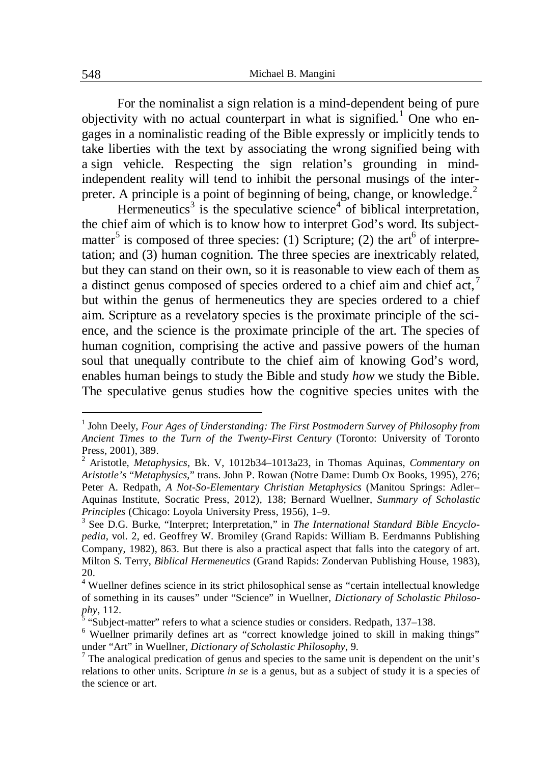For the nominalist a sign relation is a mind-dependent being of pure objectivity with no actual counterpart in what is signified.[1] One who engages in a nominalistic reading of the Bible expressly or implicitly tends to take liberties with the text by associating the wrong signified being with a sign vehicle. Respecting the sign relation's grounding in mind-independent reality will tend to inhibit the personal musings of the interpreter. A principle is a point of beginning of being, change, or knowledge.[2]

Hermeneutics[3] is the speculative science[4] of biblical interpretation, the chief aim of which is to know how to interpret God's word. Its subject-matter[5] is composed of three species: (1) Scripture; (2) the art[6] of interpretation; and (3) human cognition. The three species are inextricably related, but they can stand on their own, so it is reasonable to view each of them as a distinct genus composed of species ordered to a chief aim and chief act,[7] but within the genus of hermeneutics they are species ordered to a chief aim. Scripture as a revelatory species is the proximate principle of the science, and the science is the proximate principle of the art. The species of human cognition, comprising the active and passive powers of the human soul that unequally contribute to the chief aim of knowing God's word, enables human beings to study the Bible and study *how* we study the Bible. The speculative genus studies how the cognitive species unites with the

---

[1] John Deely, *Four Ages of Understanding: The First Postmodern Survey of Philosophy from Ancient Times to the Turn of the Twenty-First Century* (Toronto: University of Toronto Press, 2001), 389.

[2] Aristotle, *Metaphysics*, Bk. V, 1012b34–1013a23, in Thomas Aquinas, *Commentary on Aristotle's "Metaphysics*," trans. John P. Rowan (Notre Dame: Dumb Ox Books, 1995), 276; Peter A. Redpath, *A Not-So-Elementary Christian Metaphysics* (Manitou Springs: Adler–Aquinas Institute, Socratic Press, 2012), 138; Bernard Wuellner, *Summary of Scholastic Principles* (Chicago: Loyola University Press, 1956), 1–9.

[3] See D.G. Burke, "Interpret; Interpretation," in *The International Standard Bible Encyclopedia*, vol. 2, ed. Geoffrey W. Bromiley (Grand Rapids: William B. Eerdmanns Publishing Company, 1982), 863. But there is also a practical aspect that falls into the category of art. Milton S. Terry, *Biblical Hermeneutics* (Grand Rapids: Zondervan Publishing House, 1983), 20.

[4] Wuellner defines science in its strict philosophical sense as "certain intellectual knowledge of something in its causes" under "Science" in Wuellner, *Dictionary of Scholastic Philosophy*, 112.

[5] "Subject-matter" refers to what a science studies or considers. Redpath, 137–138.

[6] Wuellner primarily defines art as "correct knowledge joined to skill in making things" under "Art" in Wuellner, *Dictionary of Scholastic Philosophy*, 9.

[7] The analogical predication of genus and species to the same unit is dependent on the unit's relations to other units. Scripture *in se* is a genus, but as a subject of study it is a species of the science or art.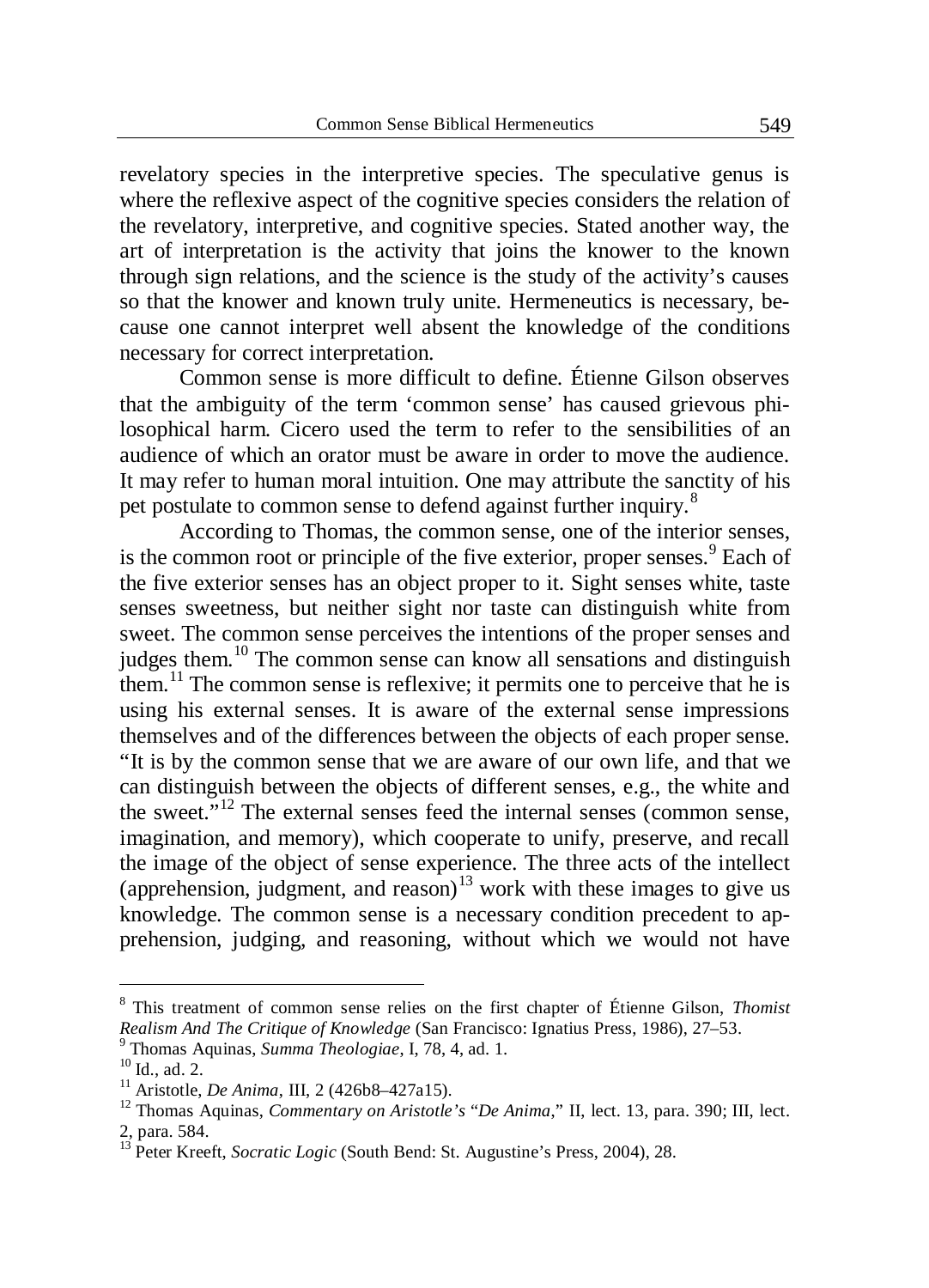revelatory species in the interpretive species. The speculative genus is where the reflexive aspect of the cognitive species considers the relation of the revelatory, interpretive, and cognitive species. Stated another way, the art of interpretation is the activity that joins the knower to the known through sign relations, and the science is the study of the activity's causes so that the knower and known truly unite. Hermeneutics is necessary, because one cannot interpret well absent the knowledge of the conditions necessary for correct interpretation.

Common sense is more difficult to define. Étienne Gilson observes that the ambiguity of the term 'common sense' has caused grievous philosophical harm. Cicero used the term to refer to the sensibilities of an audience of which an orator must be aware in order to move the audience. It may refer to human moral intuition. One may attribute the sanctity of his pet postulate to common sense to defend against further inquiry.[8]

According to Thomas, the common sense, one of the interior senses, is the common root or principle of the five exterior, proper senses.[9] Each of the five exterior senses has an object proper to it. Sight senses white, taste senses sweetness, but neither sight nor taste can distinguish white from sweet. The common sense perceives the intentions of the proper senses and judges them.[10] The common sense can know all sensations and distinguish them.[11] The common sense is reflexive; it permits one to perceive that he is using his external senses. It is aware of the external sense impressions themselves and of the differences between the objects of each proper sense. "It is by the common sense that we are aware of our own life, and that we can distinguish between the objects of different senses, e.g., the white and the sweet."[12] The external senses feed the internal senses (common sense, imagination, and memory), which cooperate to unify, preserve, and recall the image of the object of sense experience. The three acts of the intellect (apprehension, judgment, and reason)[13] work with these images to give us knowledge. The common sense is a necessary condition precedent to apprehension, judging, and reasoning, without which we would not have

---

[8] This treatment of common sense relies on the first chapter of Étienne Gilson, *Thomist Realism And The Critique of Knowledge* (San Francisco: Ignatius Press, 1986), 27–53.

[9] Thomas Aquinas, *Summa Theologiae*, I, 78, 4, ad. 1.

[10] Id., ad. 2.

[11] Aristotle, *De Anima*, III, 2 (426b8–427a15).

[12] Thomas Aquinas, *Commentary on Aristotle's "De Anima*," II, lect. 13, para. 390; III, lect. 2, para. 584.

[13] Peter Kreeft, *Socratic Logic* (South Bend: St. Augustine's Press, 2004), 28.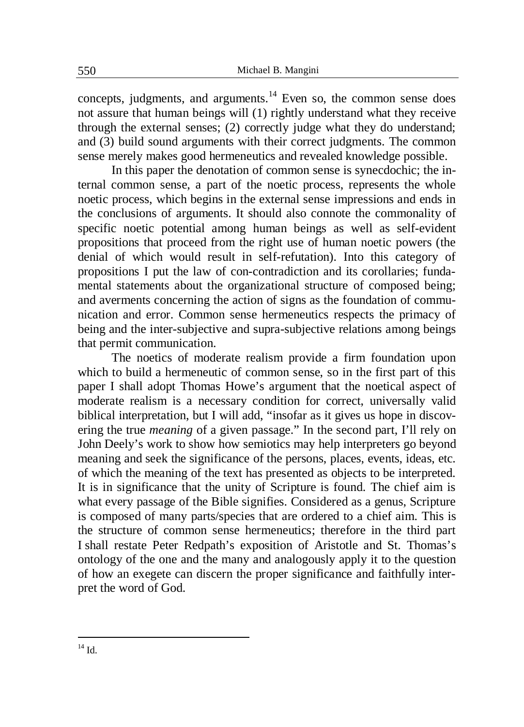concepts, judgments, and arguments.[14] Even so, the common sense does not assure that human beings will (1) rightly understand what they receive through the external senses; (2) correctly judge what they do understand; and (3) build sound arguments with their correct judgments. The common sense merely makes good hermeneutics and revealed knowledge possible.

In this paper the denotation of common sense is synecdochic; the internal common sense, a part of the noetic process, represents the whole noetic process, which begins in the external sense impressions and ends in the conclusions of arguments. It should also connote the commonality of specific noetic potential among human beings as well as self-evident propositions that proceed from the right use of human noetic powers (the denial of which would result in self-refutation). Into this category of propositions I put the law of con-contradiction and its corollaries; fundamental statements about the organizational structure of composed being; and averments concerning the action of signs as the foundation of communication and error. Common sense hermeneutics respects the primacy of being and the inter-subjective and supra-subjective relations among beings that permit communication.

The noetics of moderate realism provide a firm foundation upon which to build a hermeneutic of common sense, so in the first part of this paper I shall adopt Thomas Howe's argument that the noetical aspect of moderate realism is a necessary condition for correct, universally valid biblical interpretation, but I will add, "insofar as it gives us hope in discovering the true *meaning* of a given passage." In the second part, I'll rely on John Deely's work to show how semiotics may help interpreters go beyond meaning and seek the significance of the persons, places, events, ideas, etc. of which the meaning of the text has presented as objects to be interpreted. It is in significance that the unity of Scripture is found. The chief aim is what every passage of the Bible signifies. Considered as a genus, Scripture is composed of many parts/species that are ordered to a chief aim. This is the structure of common sense hermeneutics; therefore in the third part I shall restate Peter Redpath's exposition of Aristotle and St. Thomas's ontology of the one and the many and analogously apply it to the question of how an exegete can discern the proper significance and faithfully interpret the word of God.

---

[14] Id.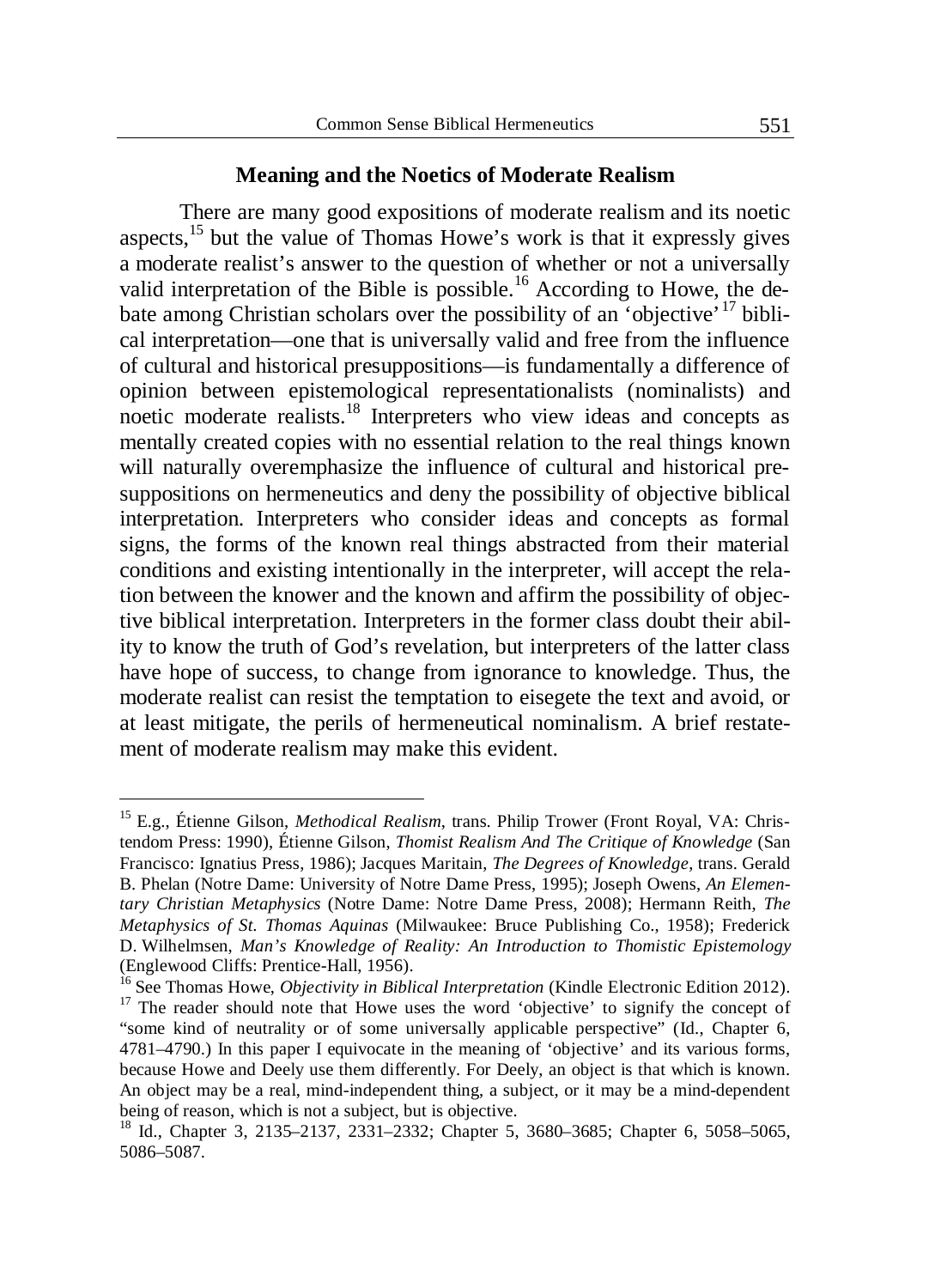## Meaning and the Noetics of Moderate Realism

There are many good expositions of moderate realism and its noetic aspects,[15] but the value of Thomas Howe's work is that it expressly gives a moderate realist's answer to the question of whether or not a universally valid interpretation of the Bible is possible.[16] According to Howe, the debate among Christian scholars over the possibility of an 'objective'[17] biblical interpretation—one that is universally valid and free from the influence of cultural and historical presuppositions—is fundamentally a difference of opinion between epistemological representationalists (nominalists) and noetic moderate realists.[18] Interpreters who view ideas and concepts as mentally created copies with no essential relation to the real things known will naturally overemphasize the influence of cultural and historical presuppositions on hermeneutics and deny the possibility of objective biblical interpretation. Interpreters who consider ideas and concepts as formal signs, the forms of the known real things abstracted from their material conditions and existing intentionally in the interpreter, will accept the relation between the knower and the known and affirm the possibility of objective biblical interpretation. Interpreters in the former class doubt their ability to know the truth of God's revelation, but interpreters of the latter class have hope of success, to change from ignorance to knowledge. Thus, the moderate realist can resist the temptation to eisegete the text and avoid, or at least mitigate, the perils of hermeneutical nominalism. A brief restatement of moderate realism may make this evident.

---

[15] E.g., Étienne Gilson, *Methodical Realism*, trans. Philip Trower (Front Royal, VA: Christendom Press: 1990), Étienne Gilson, *Thomist Realism And The Critique of Knowledge* (San Francisco: Ignatius Press, 1986); Jacques Maritain, *The Degrees of Knowledge*, trans. Gerald B. Phelan (Notre Dame: University of Notre Dame Press, 1995); Joseph Owens, *An Elementary Christian Metaphysics* (Notre Dame: Notre Dame Press, 2008); Hermann Reith, *The Metaphysics of St. Thomas Aquinas* (Milwaukee: Bruce Publishing Co., 1958); Frederick D. Wilhelmsen, *Man's Knowledge of Reality: An Introduction to Thomistic Epistemology* (Englewood Cliffs: Prentice-Hall, 1956).

[16] See Thomas Howe, *Objectivity in Biblical Interpretation* (Kindle Electronic Edition 2012).

[17] The reader should note that Howe uses the word 'objective' to signify the concept of "some kind of neutrality or of some universally applicable perspective" (Id., Chapter 6, 4781–4790.) In this paper I equivocate in the meaning of 'objective' and its various forms, because Howe and Deely use them differently. For Deely, an object is that which is known. An object may be a real, mind-independent thing, a subject, or it may be a mind-dependent being of reason, which is not a subject, but is objective.

[18] Id., Chapter 3, 2135–2137, 2331–2332; Chapter 5, 3680–3685; Chapter 6, 5058–5065, 5086–5087.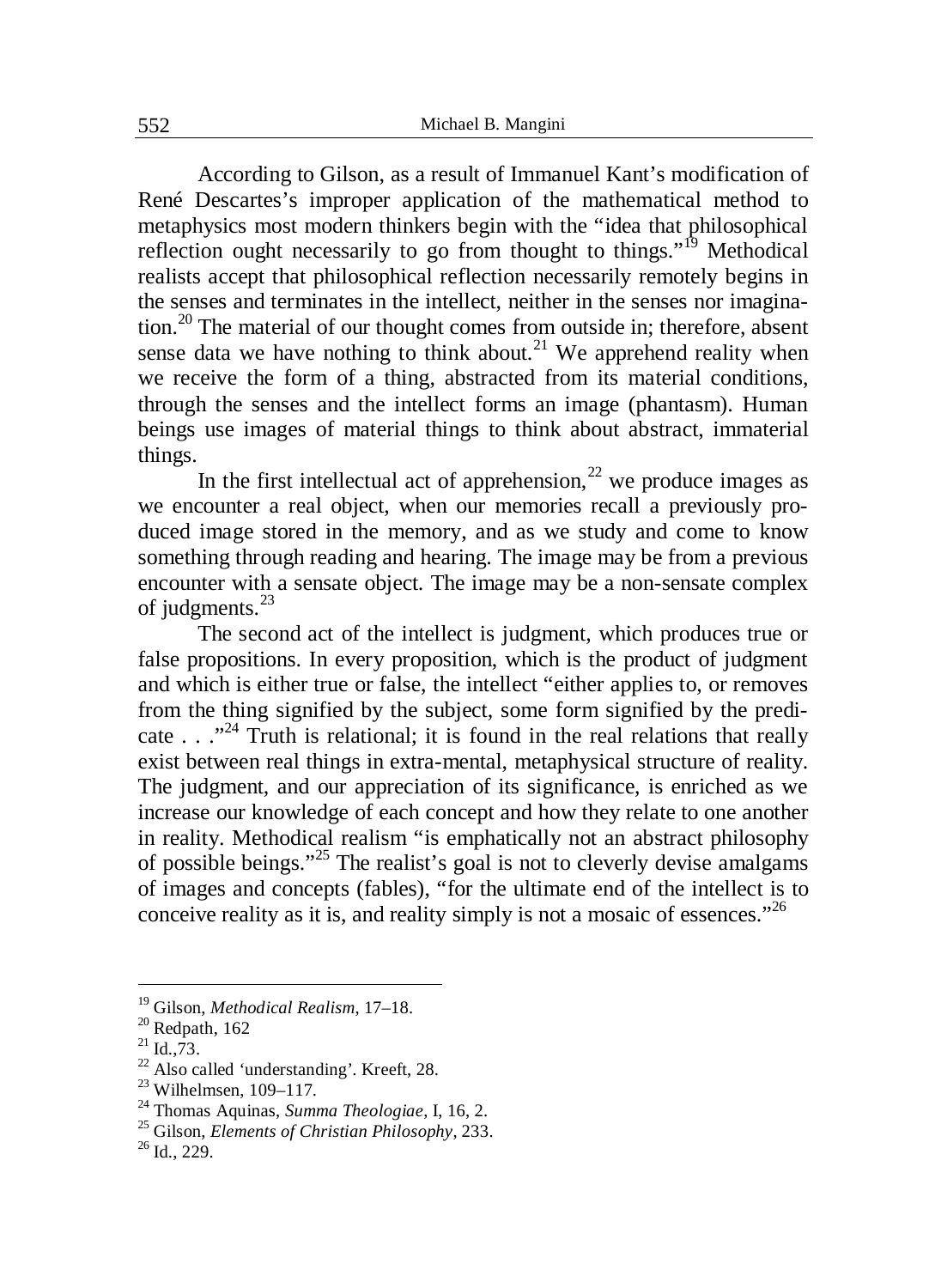According to Gilson, as a result of Immanuel Kant's modification of René Descartes's improper application of the mathematical method to metaphysics most modern thinkers begin with the "idea that philosophical reflection ought necessarily to go from thought to things."[19] Methodical realists accept that philosophical reflection necessarily remotely begins in the senses and terminates in the intellect, neither in the senses nor imagination.[20] The material of our thought comes from outside in; therefore, absent sense data we have nothing to think about.[21] We apprehend reality when we receive the form of a thing, abstracted from its material conditions, through the senses and the intellect forms an image (phantasm). Human beings use images of material things to think about abstract, immaterial things.

In the first intellectual act of apprehension,[22] we produce images as we encounter a real object, when our memories recall a previously produced image stored in the memory, and as we study and come to know something through reading and hearing. The image may be from a previous encounter with a sensate object. The image may be a non-sensate complex of judgments.[23]

The second act of the intellect is judgment, which produces true or false propositions. In every proposition, which is the product of judgment and which is either true or false, the intellect "either applies to, or removes from the thing signified by the subject, some form signified by the predicate . . ."[24] Truth is relational; it is found in the real relations that really exist between real things in extra-mental, metaphysical structure of reality. The judgment, and our appreciation of its significance, is enriched as we increase our knowledge of each concept and how they relate to one another in reality. Methodical realism "is emphatically not an abstract philosophy of possible beings."[25] The realist's goal is not to cleverly devise amalgams of images and concepts (fables), "for the ultimate end of the intellect is to conceive reality as it is, and reality simply is not a mosaic of essences."[26]

---

[19] Gilson, *Methodical Realism*, 17–18.
[20] Redpath, 162
[21] Id.,73.
[22] Also called 'understanding'. Kreeft, 28.
[23] Wilhelmsen, 109–117.
[24] Thomas Aquinas, *Summa Theologiae*, I, 16, 2.
[25] Gilson, *Elements of Christian Philosophy*, 233.
[26] Id., 229.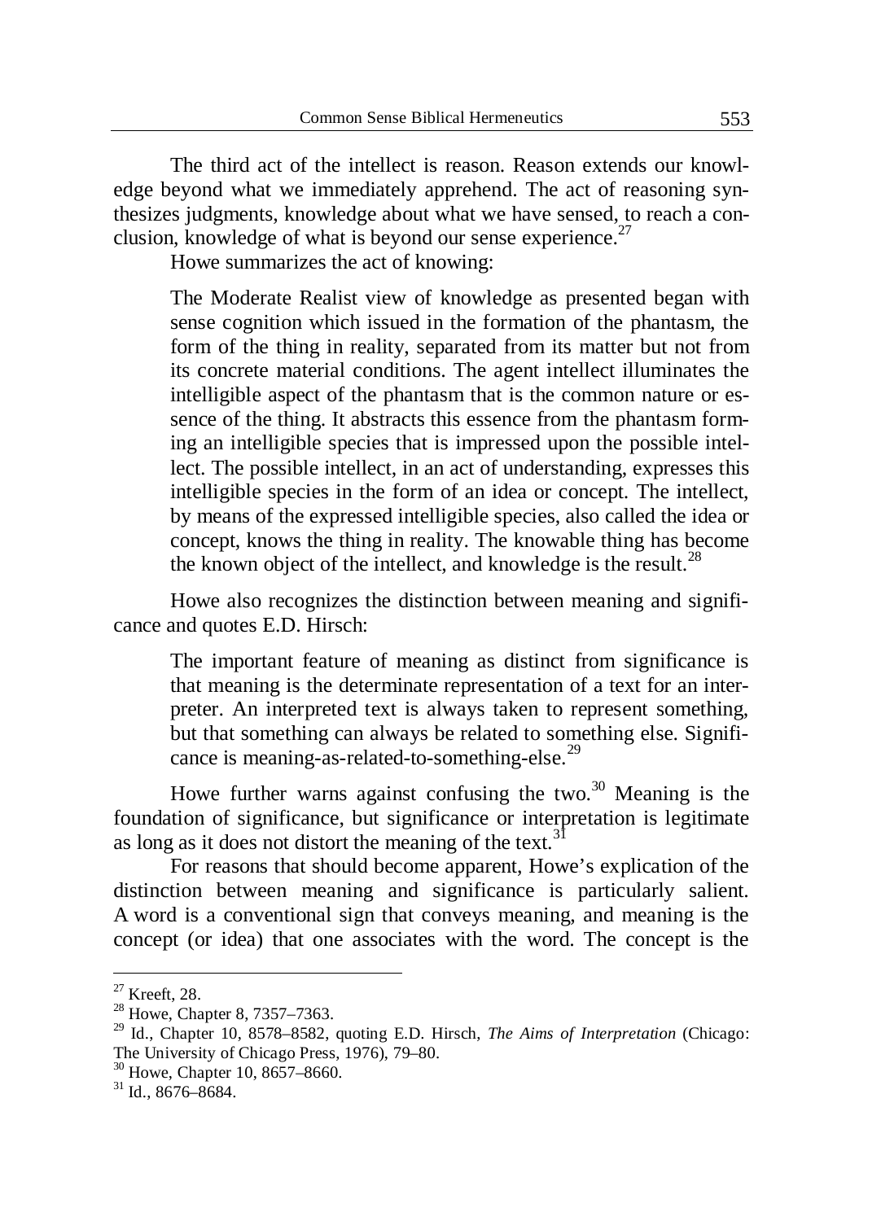The third act of the intellect is reason. Reason extends our knowledge beyond what we immediately apprehend. The act of reasoning synthesizes judgments, knowledge about what we have sensed, to reach a conclusion, knowledge of what is beyond our sense experience.[27]

Howe summarizes the act of knowing:

> The Moderate Realist view of knowledge as presented began with sense cognition which issued in the formation of the phantasm, the form of the thing in reality, separated from its matter but not from its concrete material conditions. The agent intellect illuminates the intelligible aspect of the phantasm that is the common nature or essence of the thing. It abstracts this essence from the phantasm forming an intelligible species that is impressed upon the possible intellect. The possible intellect, in an act of understanding, expresses this intelligible species in the form of an idea or concept. The intellect, by means of the expressed intelligible species, also called the idea or concept, knows the thing in reality. The knowable thing has become the known object of the intellect, and knowledge is the result.[28]

Howe also recognizes the distinction between meaning and significance and quotes E.D. Hirsch:

> The important feature of meaning as distinct from significance is that meaning is the determinate representation of a text for an interpreter. An interpreted text is always taken to represent something, but that something can always be related to something else. Significance is meaning-as-related-to-something-else.[29]

Howe further warns against confusing the two.[30] Meaning is the foundation of significance, but significance or interpretation is legitimate as long as it does not distort the meaning of the text.[31]

For reasons that should become apparent, Howe's explication of the distinction between meaning and significance is particularly salient. A word is a conventional sign that conveys meaning, and meaning is the concept (or idea) that one associates with the word. The concept is the

---

[27] Kreeft, 28.

[28] Howe, Chapter 8, 7357–7363.

[29] Id., Chapter 10, 8578–8582, quoting E.D. Hirsch, *The Aims of Interpretation* (Chicago: The University of Chicago Press, 1976), 79–80.

[30] Howe, Chapter 10, 8657–8660.

[31] Id., 8676–8684.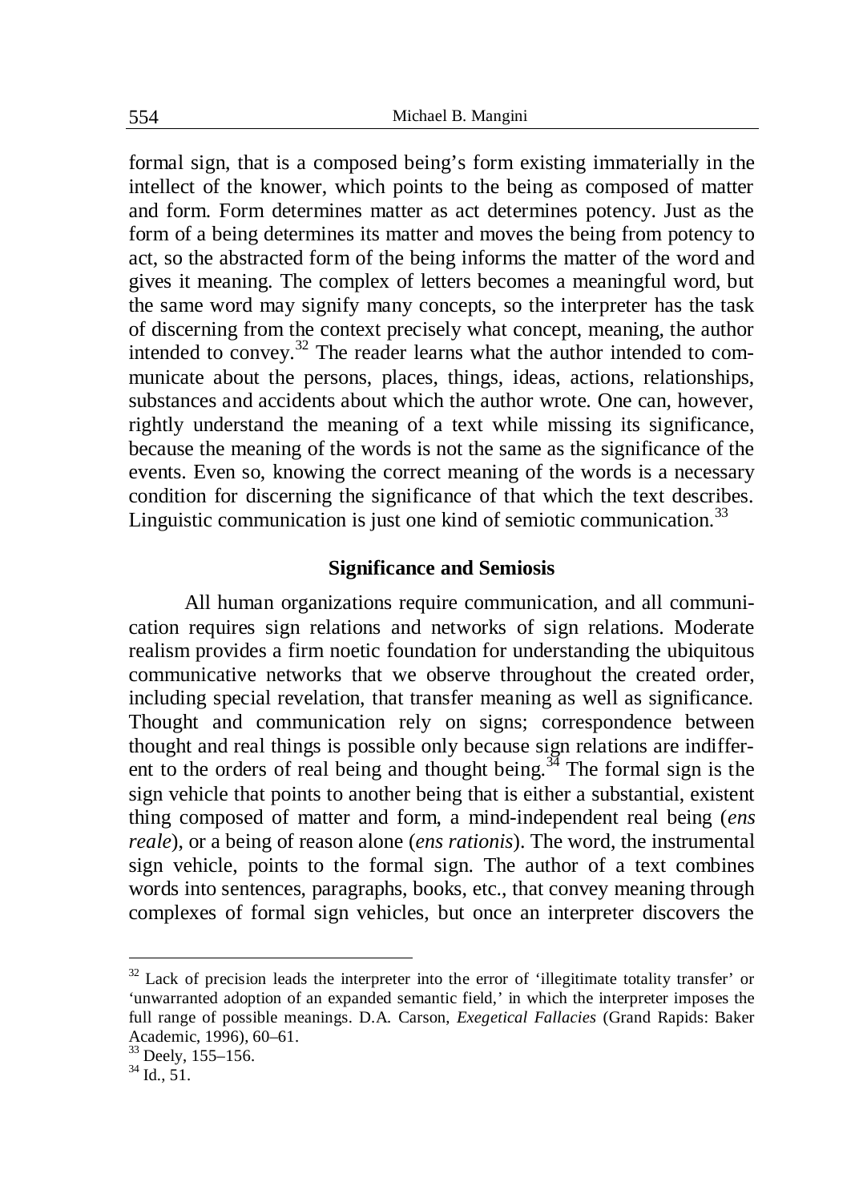formal sign, that is a composed being's form existing immaterially in the intellect of the knower, which points to the being as composed of matter and form. Form determines matter as act determines potency. Just as the form of a being determines its matter and moves the being from potency to act, so the abstracted form of the being informs the matter of the word and gives it meaning. The complex of letters becomes a meaningful word, but the same word may signify many concepts, so the interpreter has the task of discerning from the context precisely what concept, meaning, the author intended to convey.[32] The reader learns what the author intended to communicate about the persons, places, things, ideas, actions, relationships, substances and accidents about which the author wrote. One can, however, rightly understand the meaning of a text while missing its significance, because the meaning of the words is not the same as the significance of the events. Even so, knowing the correct meaning of the words is a necessary condition for discerning the significance of that which the text describes. Linguistic communication is just one kind of semiotic communication.[33]

## Significance and Semiosis

All human organizations require communication, and all communication requires sign relations and networks of sign relations. Moderate realism provides a firm noetic foundation for understanding the ubiquitous communicative networks that we observe throughout the created order, including special revelation, that transfer meaning as well as significance. Thought and communication rely on signs; correspondence between thought and real things is possible only because sign relations are indifferent to the orders of real being and thought being.[34] The formal sign is the sign vehicle that points to another being that is either a substantial, existent thing composed of matter and form, a mind-independent real being (*ens reale*), or a being of reason alone (*ens rationis*). The word, the instrumental sign vehicle, points to the formal sign. The author of a text combines words into sentences, paragraphs, books, etc., that convey meaning through complexes of formal sign vehicles, but once an interpreter discovers the

---

[32] Lack of precision leads the interpreter into the error of 'illegitimate totality transfer' or 'unwarranted adoption of an expanded semantic field,' in which the interpreter imposes the full range of possible meanings. D.A. Carson, *Exegetical Fallacies* (Grand Rapids: Baker Academic, 1996), 60–61.

[33] Deely, 155–156.

[34] Id., 51.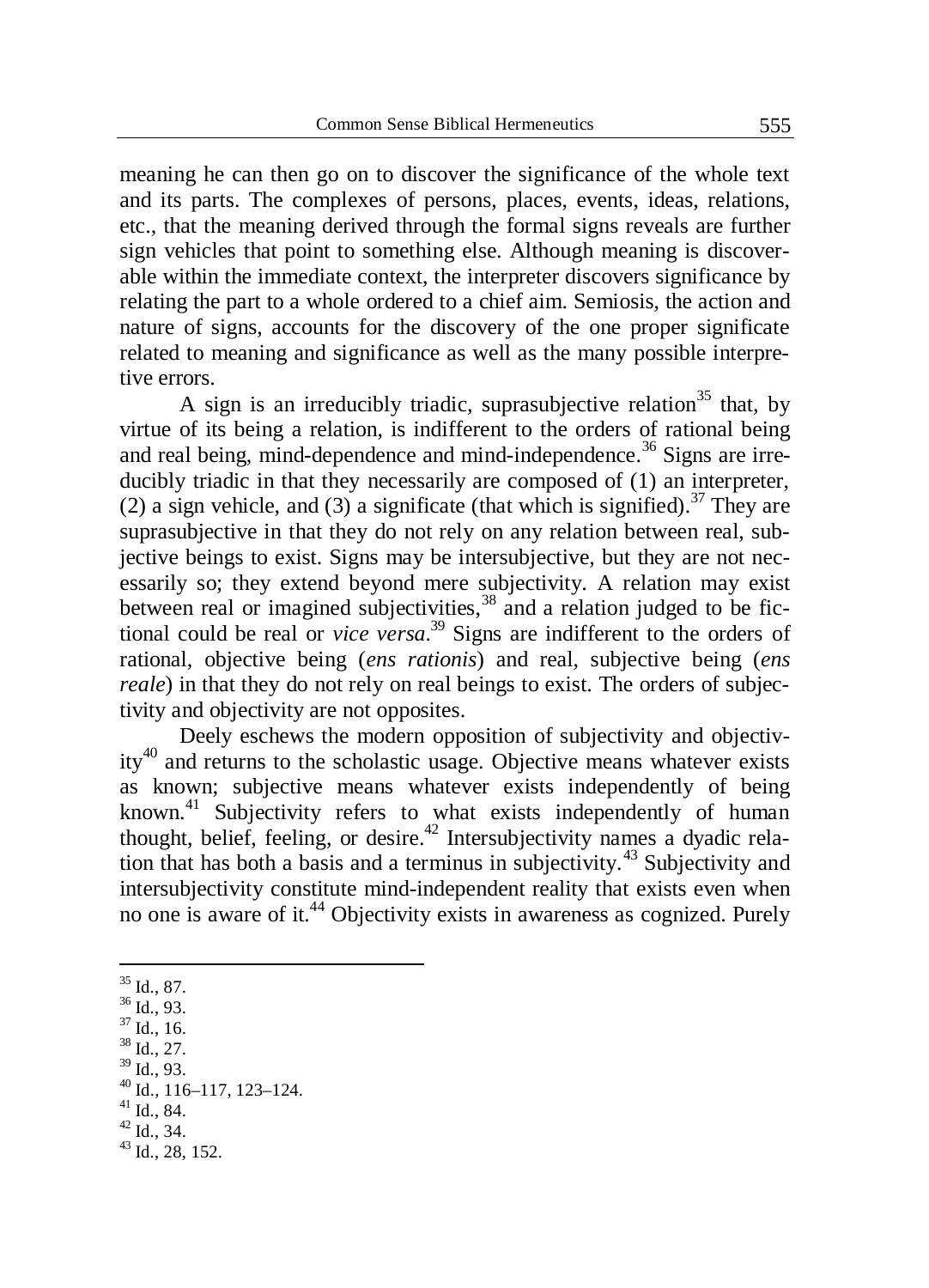meaning he can then go on to discover the significance of the whole text and its parts. The complexes of persons, places, events, ideas, relations, etc., that the meaning derived through the formal signs reveals are further sign vehicles that point to something else. Although meaning is discoverable within the immediate context, the interpreter discovers significance by relating the part to a whole ordered to a chief aim. Semiosis, the action and nature of signs, accounts for the discovery of the one proper significate related to meaning and significance as well as the many possible interpretive errors.

A sign is an irreducibly triadic, suprasubjective relation[35] that, by virtue of its being a relation, is indifferent to the orders of rational being and real being, mind-dependence and mind-independence.[36] Signs are irreducibly triadic in that they necessarily are composed of (1) an interpreter, (2) a sign vehicle, and (3) a significate (that which is signified).[37] They are suprasubjective in that they do not rely on any relation between real, subjective beings to exist. Signs may be intersubjective, but they are not necessarily so; they extend beyond mere subjectivity. A relation may exist between real or imagined subjectivities,[38] and a relation judged to be fictional could be real or *vice versa*.[39] Signs are indifferent to the orders of rational, objective being (*ens rationis*) and real, subjective being (*ens reale*) in that they do not rely on real beings to exist. The orders of subjectivity and objectivity are not opposites.

Deely eschews the modern opposition of subjectivity and objectivity[40] and returns to the scholastic usage. Objective means whatever exists as known; subjective means whatever exists independently of being known.[41] Subjectivity refers to what exists independently of human thought, belief, feeling, or desire.[42] Intersubjectivity names a dyadic relation that has both a basis and a terminus in subjectivity.[43] Subjectivity and intersubjectivity constitute mind-independent reality that exists even when no one is aware of it.[44] Objectivity exists in awareness as cognized. Purely

---

[35] Id., 87.
[36] Id., 93.
[37] Id., 16.
[38] Id., 27.
[39] Id., 93.
[40] Id., 116–117, 123–124.
[41] Id., 84.
[42] Id., 34.
[43] Id., 28, 152.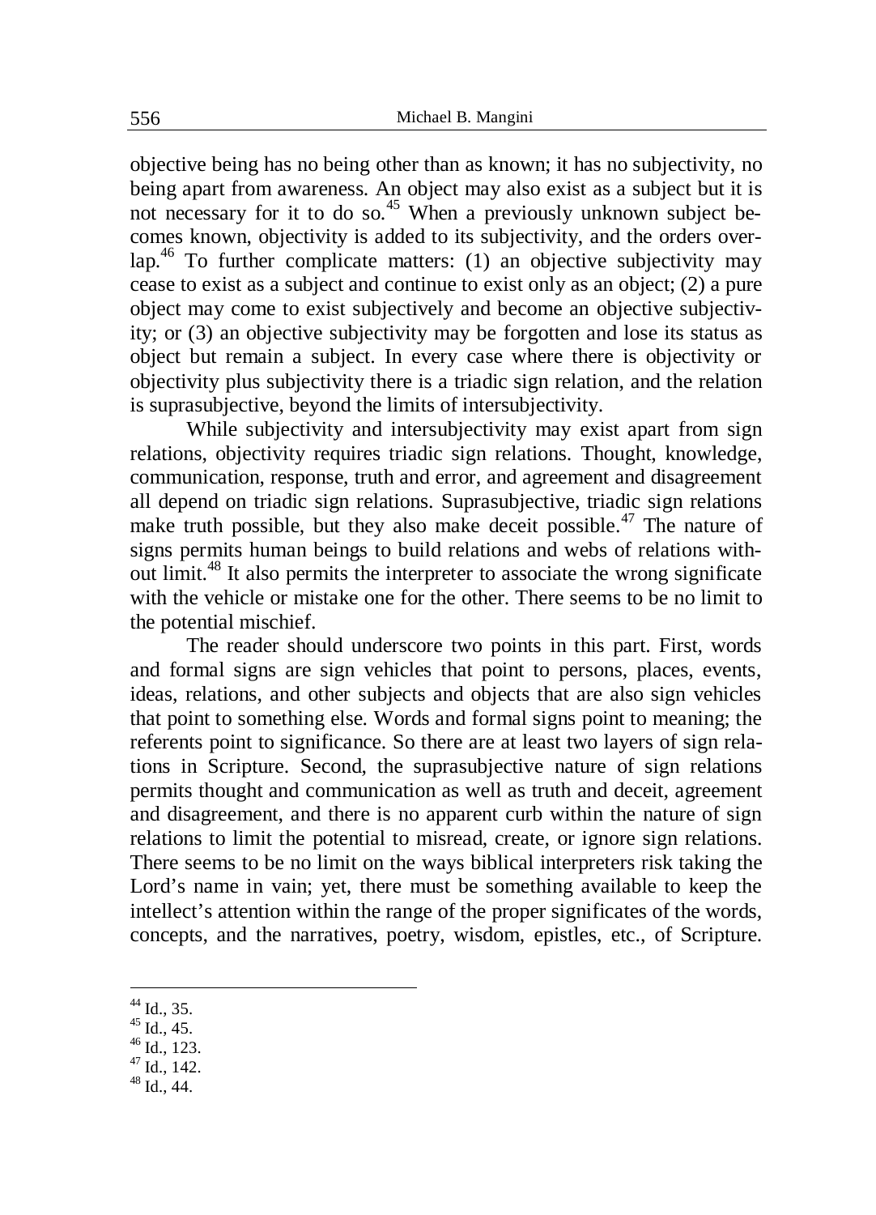objective being has no being other than as known; it has no subjectivity, no being apart from awareness. An object may also exist as a subject but it is not necessary for it to do so.[45] When a previously unknown subject becomes known, objectivity is added to its subjectivity, and the orders overlap.[46] To further complicate matters: (1) an objective subjectivity may cease to exist as a subject and continue to exist only as an object; (2) a pure object may come to exist subjectively and become an objective subjectivity; or (3) an objective subjectivity may be forgotten and lose its status as object but remain a subject. In every case where there is objectivity or objectivity plus subjectivity there is a triadic sign relation, and the relation is suprasubjective, beyond the limits of intersubjectivity.

While subjectivity and intersubjectivity may exist apart from sign relations, objectivity requires triadic sign relations. Thought, knowledge, communication, response, truth and error, and agreement and disagreement all depend on triadic sign relations. Suprasubjective, triadic sign relations make truth possible, but they also make deceit possible.[47] The nature of signs permits human beings to build relations and webs of relations without limit.[48] It also permits the interpreter to associate the wrong significate with the vehicle or mistake one for the other. There seems to be no limit to the potential mischief.

The reader should underscore two points in this part. First, words and formal signs are sign vehicles that point to persons, places, events, ideas, relations, and other subjects and objects that are also sign vehicles that point to something else. Words and formal signs point to meaning; the referents point to significance. So there are at least two layers of sign relations in Scripture. Second, the suprasubjective nature of sign relations permits thought and communication as well as truth and deceit, agreement and disagreement, and there is no apparent curb within the nature of sign relations to limit the potential to misread, create, or ignore sign relations. There seems to be no limit on the ways biblical interpreters risk taking the Lord's name in vain; yet, there must be something available to keep the intellect's attention within the range of the proper significates of the words, concepts, and the narratives, poetry, wisdom, epistles, etc., of Scripture.

---

[44] Id., 35.
[45] Id., 45.
[46] Id., 123.
[47] Id., 142.
[48] Id., 44.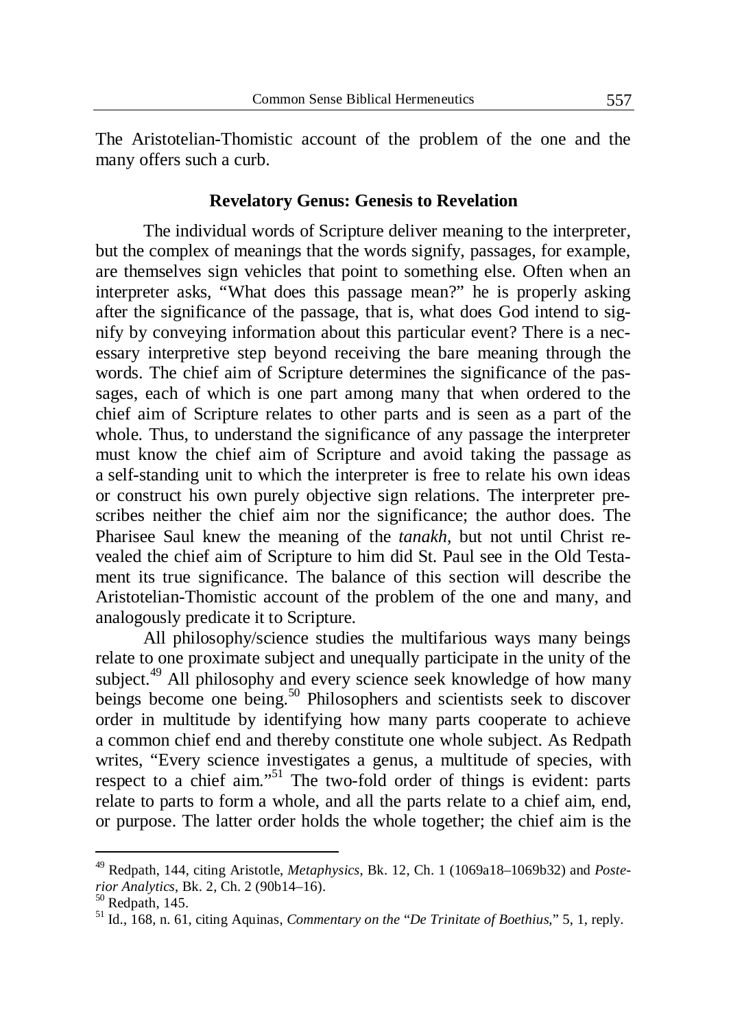The Aristotelian-Thomistic account of the problem of the one and the many offers such a curb.

## Revelatory Genus: Genesis to Revelation

The individual words of Scripture deliver meaning to the interpreter, but the complex of meanings that the words signify, passages, for example, are themselves sign vehicles that point to something else. Often when an interpreter asks, "What does this passage mean?" he is properly asking after the significance of the passage, that is, what does God intend to signify by conveying information about this particular event? There is a necessary interpretive step beyond receiving the bare meaning through the words. The chief aim of Scripture determines the significance of the passages, each of which is one part among many that when ordered to the chief aim of Scripture relates to other parts and is seen as a part of the whole. Thus, to understand the significance of any passage the interpreter must know the chief aim of Scripture and avoid taking the passage as a self-standing unit to which the interpreter is free to relate his own ideas or construct his own purely objective sign relations. The interpreter prescribes neither the chief aim nor the significance; the author does. The Pharisee Saul knew the meaning of the *tanakh*, but not until Christ revealed the chief aim of Scripture to him did St. Paul see in the Old Testament its true significance. The balance of this section will describe the Aristotelian-Thomistic account of the problem of the one and many, and analogously predicate it to Scripture.

All philosophy/science studies the multifarious ways many beings relate to one proximate subject and unequally participate in the unity of the subject.[49] All philosophy and every science seek knowledge of how many beings become one being.[50] Philosophers and scientists seek to discover order in multitude by identifying how many parts cooperate to achieve a common chief end and thereby constitute one whole subject. As Redpath writes, "Every science investigates a genus, a multitude of species, with respect to a chief aim."[51] The two-fold order of things is evident: parts relate to parts to form a whole, and all the parts relate to a chief aim, end, or purpose. The latter order holds the whole together; the chief aim is the

---

[49] Redpath, 144, citing Aristotle, *Metaphysics*, Bk. 12, Ch. 1 (1069a18–1069b32) and *Posterior Analytics*, Bk. 2, Ch. 2 (90b14–16).

[50] Redpath, 145.

[51] Id., 168, n. 61, citing Aquinas, *Commentary on the "De Trinitate of Boethius*," 5, 1, reply.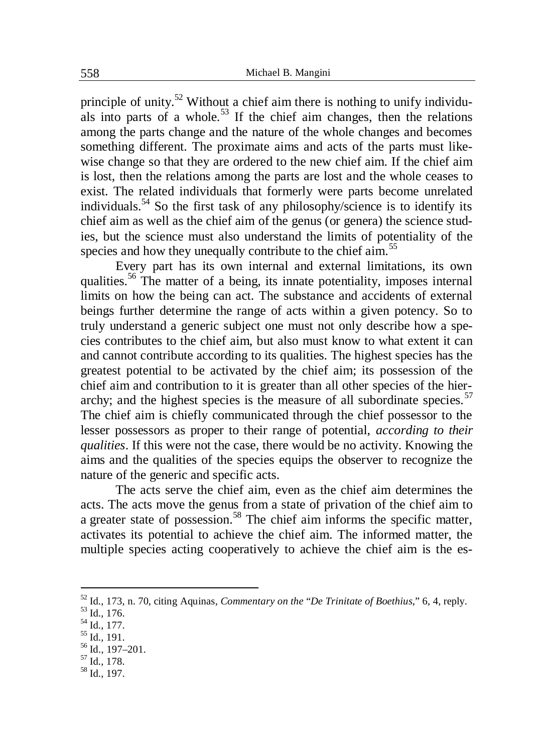principle of unity.[52] Without a chief aim there is nothing to unify individuals into parts of a whole.[53] If the chief aim changes, then the relations among the parts change and the nature of the whole changes and becomes something different. The proximate aims and acts of the parts must likewise change so that they are ordered to the new chief aim. If the chief aim is lost, then the relations among the parts are lost and the whole ceases to exist. The related individuals that formerly were parts become unrelated individuals.[54] So the first task of any philosophy/science is to identify its chief aim as well as the chief aim of the genus (or genera) the science studies, but the science must also understand the limits of potentiality of the species and how they unequally contribute to the chief aim.[55]

Every part has its own internal and external limitations, its own qualities.[56] The matter of a being, its innate potentiality, imposes internal limits on how the being can act. The substance and accidents of external beings further determine the range of acts within a given potency. So to truly understand a generic subject one must not only describe how a species contributes to the chief aim, but also must know to what extent it can and cannot contribute according to its qualities. The highest species has the greatest potential to be activated by the chief aim; its possession of the chief aim and contribution to it is greater than all other species of the hierarchy; and the highest species is the measure of all subordinate species.[57] The chief aim is chiefly communicated through the chief possessor to the lesser possessors as proper to their range of potential, *according to their qualities*. If this were not the case, there would be no activity. Knowing the aims and the qualities of the species equips the observer to recognize the nature of the generic and specific acts.

The acts serve the chief aim, even as the chief aim determines the acts. The acts move the genus from a state of privation of the chief aim to a greater state of possession.[58] The chief aim informs the specific matter, activates its potential to achieve the chief aim. The informed matter, the multiple species acting cooperatively to achieve the chief aim is the es-

---

[52] Id., 173, n. 70, citing Aquinas, *Commentary on the* "*De Trinitate of Boethius*," 6, 4, reply.

[53] Id., 176.

[54] Id., 177.

[55] Id., 191.

[56] Id., 197–201.

[57] Id., 178.

[58] Id., 197.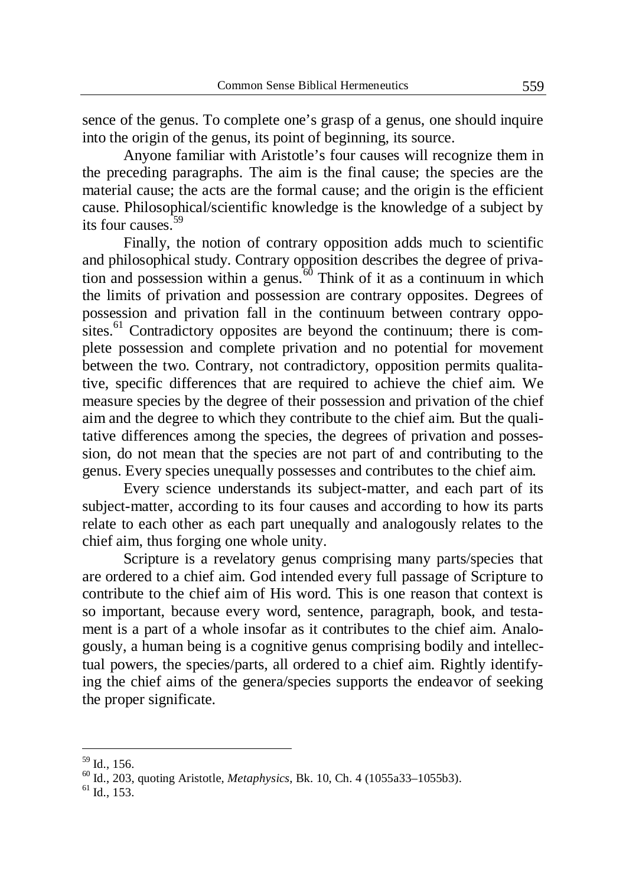sence of the genus. To complete one's grasp of a genus, one should inquire into the origin of the genus, its point of beginning, its source.

Anyone familiar with Aristotle's four causes will recognize them in the preceding paragraphs. The aim is the final cause; the species are the material cause; the acts are the formal cause; and the origin is the efficient cause. Philosophical/scientific knowledge is the knowledge of a subject by its four causes.[59]

Finally, the notion of contrary opposition adds much to scientific and philosophical study. Contrary opposition describes the degree of privation and possession within a genus.[60] Think of it as a continuum in which the limits of privation and possession are contrary opposites. Degrees of possession and privation fall in the continuum between contrary opposites.[61] Contradictory opposites are beyond the continuum; there is complete possession and complete privation and no potential for movement between the two. Contrary, not contradictory, opposition permits qualitative, specific differences that are required to achieve the chief aim. We measure species by the degree of their possession and privation of the chief aim and the degree to which they contribute to the chief aim. But the qualitative differences among the species, the degrees of privation and possession, do not mean that the species are not part of and contributing to the genus. Every species unequally possesses and contributes to the chief aim.

Every science understands its subject-matter, and each part of its subject-matter, according to its four causes and according to how its parts relate to each other as each part unequally and analogously relates to the chief aim, thus forging one whole unity.

Scripture is a revelatory genus comprising many parts/species that are ordered to a chief aim. God intended every full passage of Scripture to contribute to the chief aim of His word. This is one reason that context is so important, because every word, sentence, paragraph, book, and testament is a part of a whole insofar as it contributes to the chief aim. Analogously, a human being is a cognitive genus comprising bodily and intellectual powers, the species/parts, all ordered to a chief aim. Rightly identifying the chief aims of the genera/species supports the endeavor of seeking the proper significate.

---

[59] Id., 156.

[60] Id., 203, quoting Aristotle, *Metaphysics*, Bk. 10, Ch. 4 (1055a33–1055b3).

[61] Id., 153.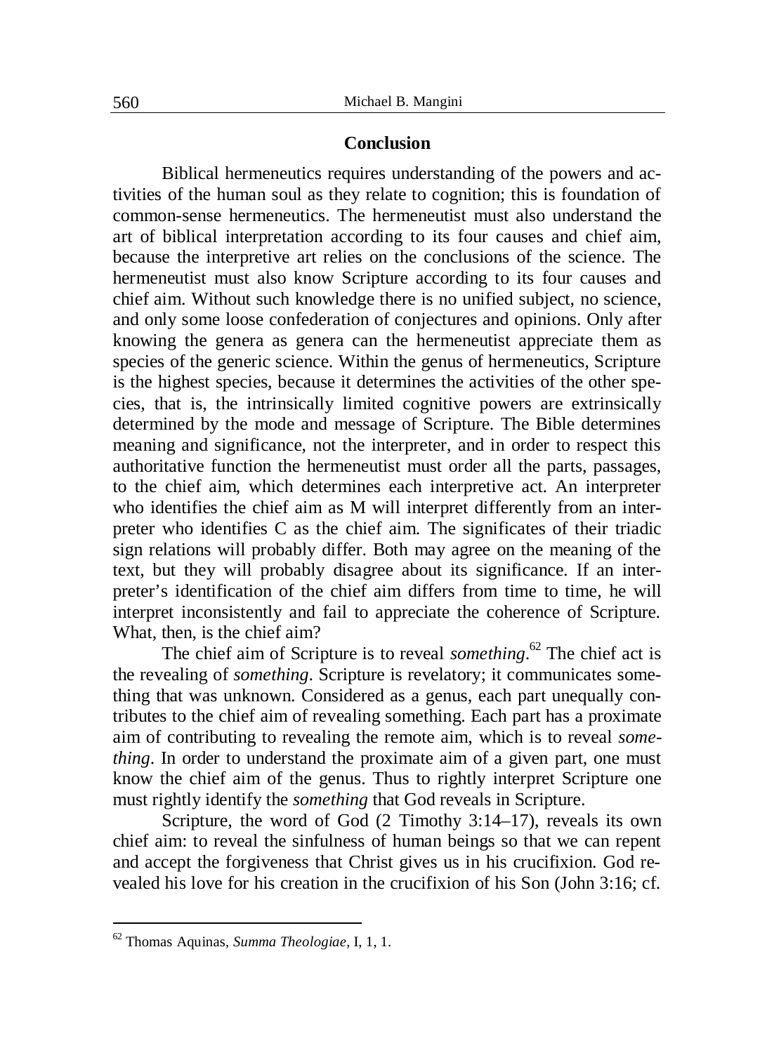## Conclusion

Biblical hermeneutics requires understanding of the powers and activities of the human soul as they relate to cognition; this is foundation of common-sense hermeneutics. The hermeneutist must also understand the art of biblical interpretation according to its four causes and chief aim, because the interpretive art relies on the conclusions of the science. The hermeneutist must also know Scripture according to its four causes and chief aim. Without such knowledge there is no unified subject, no science, and only some loose confederation of conjectures and opinions. Only after knowing the genera as genera can the hermeneutist appreciate them as species of the generic science. Within the genus of hermeneutics, Scripture is the highest species, because it determines the activities of the other species, that is, the intrinsically limited cognitive powers are extrinsically determined by the mode and message of Scripture. The Bible determines meaning and significance, not the interpreter, and in order to respect this authoritative function the hermeneutist must order all the parts, passages, to the chief aim, which determines each interpretive act. An interpreter who identifies the chief aim as M will interpret differently from an interpreter who identifies C as the chief aim. The significates of their triadic sign relations will probably differ. Both may agree on the meaning of the text, but they will probably disagree about its significance. If an interpreter's identification of the chief aim differs from time to time, he will interpret inconsistently and fail to appreciate the coherence of Scripture. What, then, is the chief aim?

The chief aim of Scripture is to reveal *something*.[62] The chief act is the revealing of *something*. Scripture is revelatory; it communicates something that was unknown. Considered as a genus, each part unequally contributes to the chief aim of revealing something. Each part has a proximate aim of contributing to revealing the remote aim, which is to reveal *something*. In order to understand the proximate aim of a given part, one must know the chief aim of the genus. Thus to rightly interpret Scripture one must rightly identify the *something* that God reveals in Scripture.

Scripture, the word of God (2 Timothy 3:14–17), reveals its own chief aim: to reveal the sinfulness of human beings so that we can repent and accept the forgiveness that Christ gives us in his crucifixion. God revealed his love for his creation in the crucifixion of his Son (John 3:16; cf.

---

[62] Thomas Aquinas, *Summa Theologiae*, I, 1, 1.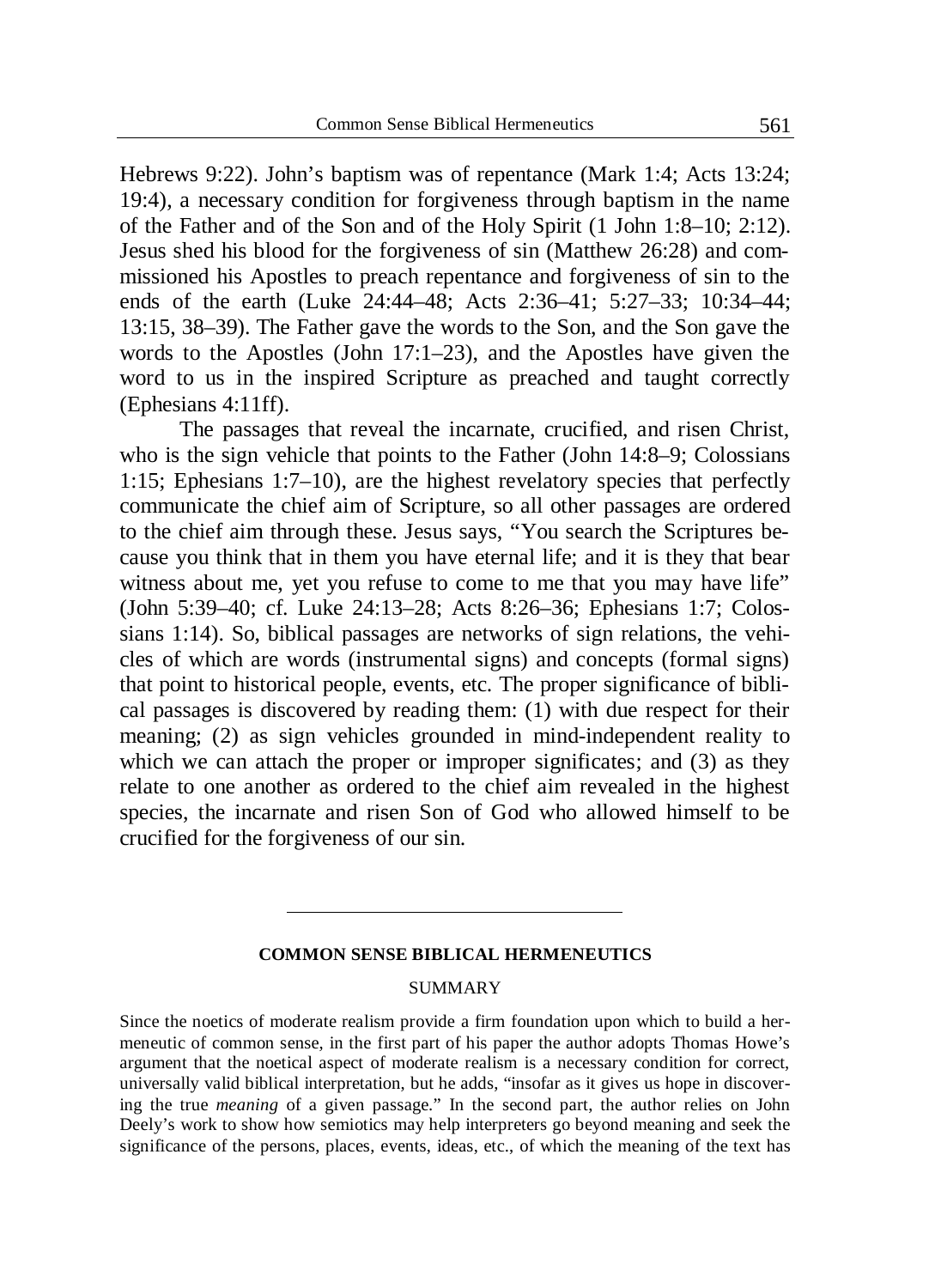Hebrews 9:22). John's baptism was of repentance (Mark 1:4; Acts 13:24; 19:4), a necessary condition for forgiveness through baptism in the name of the Father and of the Son and of the Holy Spirit (1 John 1:8–10; 2:12). Jesus shed his blood for the forgiveness of sin (Matthew 26:28) and commissioned his Apostles to preach repentance and forgiveness of sin to the ends of the earth (Luke 24:44–48; Acts 2:36–41; 5:27–33; 10:34–44; 13:15, 38–39). The Father gave the words to the Son, and the Son gave the words to the Apostles (John 17:1–23), and the Apostles have given the word to us in the inspired Scripture as preached and taught correctly (Ephesians 4:11ff).

The passages that reveal the incarnate, crucified, and risen Christ, who is the sign vehicle that points to the Father (John 14:8–9; Colossians 1:15; Ephesians 1:7–10), are the highest revelatory species that perfectly communicate the chief aim of Scripture, so all other passages are ordered to the chief aim through these. Jesus says, "You search the Scriptures because you think that in them you have eternal life; and it is they that bear witness about me, yet you refuse to come to me that you may have life" (John 5:39–40; cf. Luke 24:13–28; Acts 8:26–36; Ephesians 1:7; Colossians 1:14). So, biblical passages are networks of sign relations, the vehicles of which are words (instrumental signs) and concepts (formal signs) that point to historical people, events, etc. The proper significance of biblical passages is discovered by reading them: (1) with due respect for their meaning; (2) as sign vehicles grounded in mind-independent reality to which we can attach the proper or improper significates; and (3) as they relate to one another as ordered to the chief aim revealed in the highest species, the incarnate and risen Son of God who allowed himself to be crucified for the forgiveness of our sin.

---

**COMMON SENSE BIBLICAL HERMENEUTICS**

SUMMARY

Since the noetics of moderate realism provide a firm foundation upon which to build a hermeneutic of common sense, in the first part of his paper the author adopts Thomas Howe's argument that the noetical aspect of moderate realism is a necessary condition for correct, universally valid biblical interpretation, but he adds, "insofar as it gives us hope in discovering the true *meaning* of a given passage." In the second part, the author relies on John Deely's work to show how semiotics may help interpreters go beyond meaning and seek the significance of the persons, places, events, ideas, etc., of which the meaning of the text has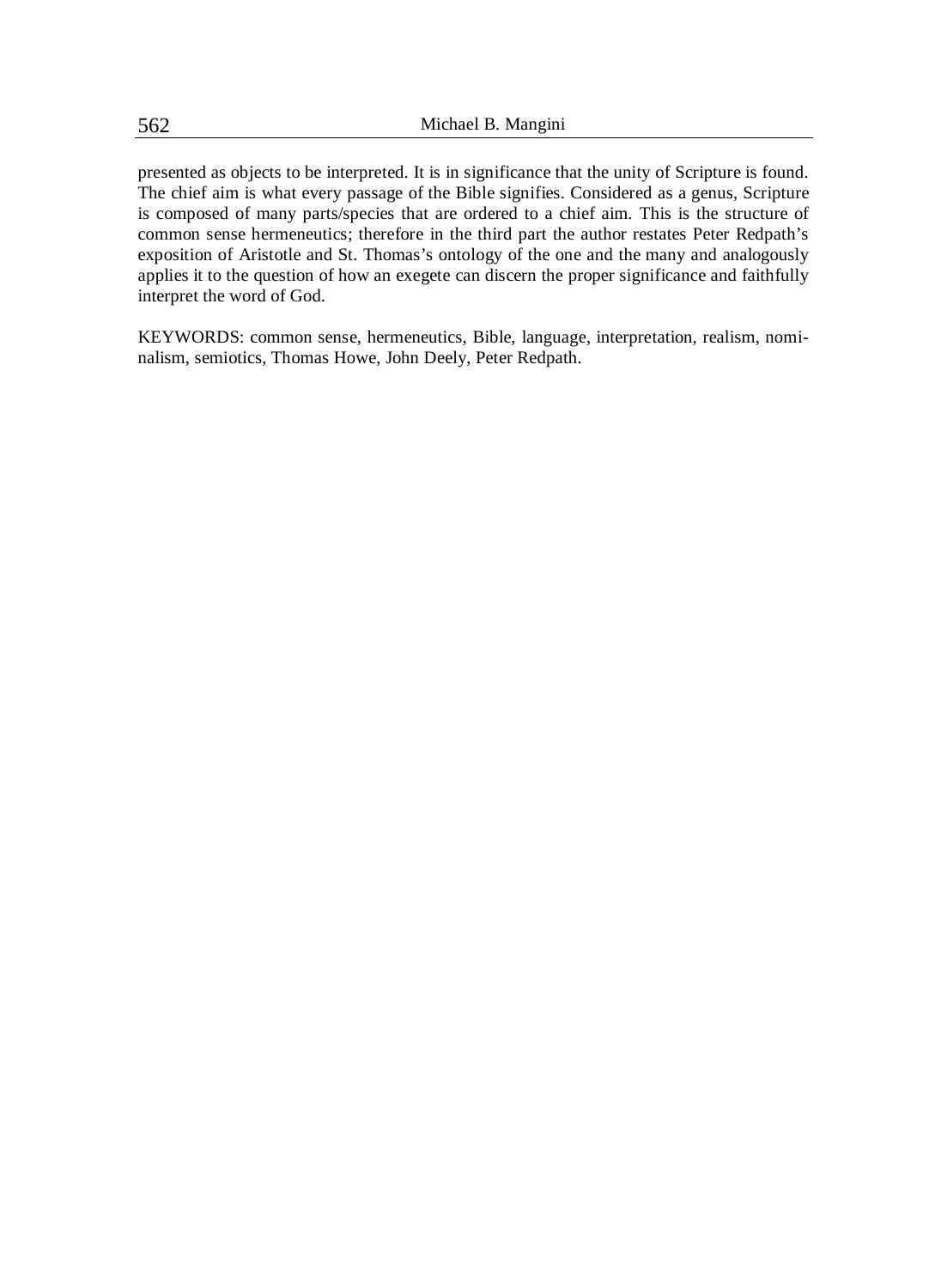presented as objects to be interpreted. It is in significance that the unity of Scripture is found. The chief aim is what every passage of the Bible signifies. Considered as a genus, Scripture is composed of many parts/species that are ordered to a chief aim. This is the structure of common sense hermeneutics; therefore in the third part the author restates Peter Redpath's exposition of Aristotle and St. Thomas's ontology of the one and the many and analogously applies it to the question of how an exegete can discern the proper significance and faithfully interpret the word of God.

KEYWORDS: common sense, hermeneutics, Bible, language, interpretation, realism, nominalism, semiotics, Thomas Howe, John Deely, Peter Redpath.